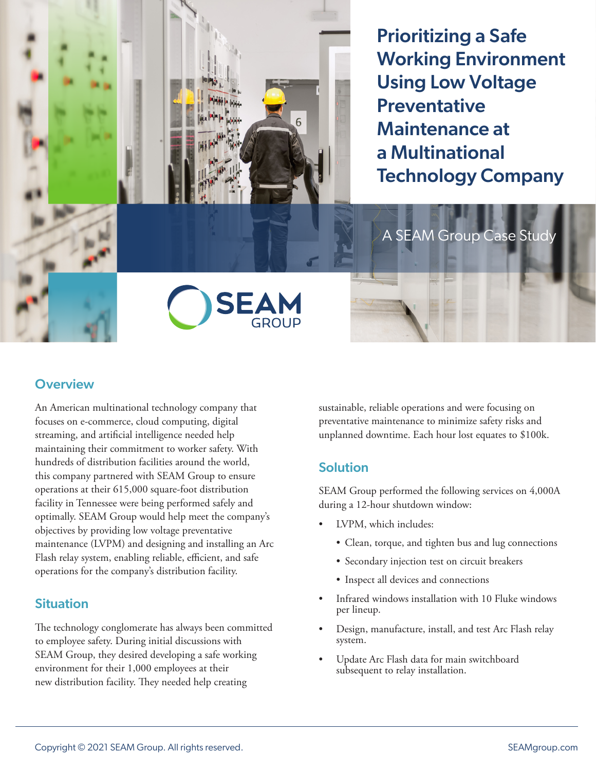# Prioritizing a Safe Working Environment Using Low Voltage Preventative Maintenance at a Multinational Technology Company

A SEAM Group Case Study

## Overview

An American multinational technology company that focuses on e-commerce, cloud computing, digital streaming, and artificial intelligence needed help maintaining their commitment to worker safety. With hundreds of distribution facilities around the world, this company partnered with SEAM Group to ensure operations at their 615,000 square-foot distribution facility in Tennessee were being performed safely and optimally. SEAM Group would help meet the company's objectives by providing low voltage preventative maintenance (LVPM) and designing and installing an Arc Flash relay system, enabling reliable, efficient, and safe operations for the company's distribution facility.

## Situation

The technology conglomerate has always been committed to employee safety. During initial discussions with SEAM Group, they desired developing a safe working environment for their 1,000 employees at their new distribution facility. They needed help creating sustainable, reliable operations and were focusing on preventative maintenance to minimize safety risks and unplanned downtime. Each hour lost equates to $100k.

## Solution

SEAM Group performed the following services on 4,000A during a 12-hour shutdown window:

- LVPM, which includes:
  - Clean, torque, and tighten bus and lug connections
  - Secondary injection test on circuit breakers
  - Inspect all devices and connections
- Infrared windows installation with 10 Fluke windows per lineup.
- Design, manufacture, install, and test Arc Flash relay system.
- Update Arc Flash data for main switchboard subsequent to relay installation.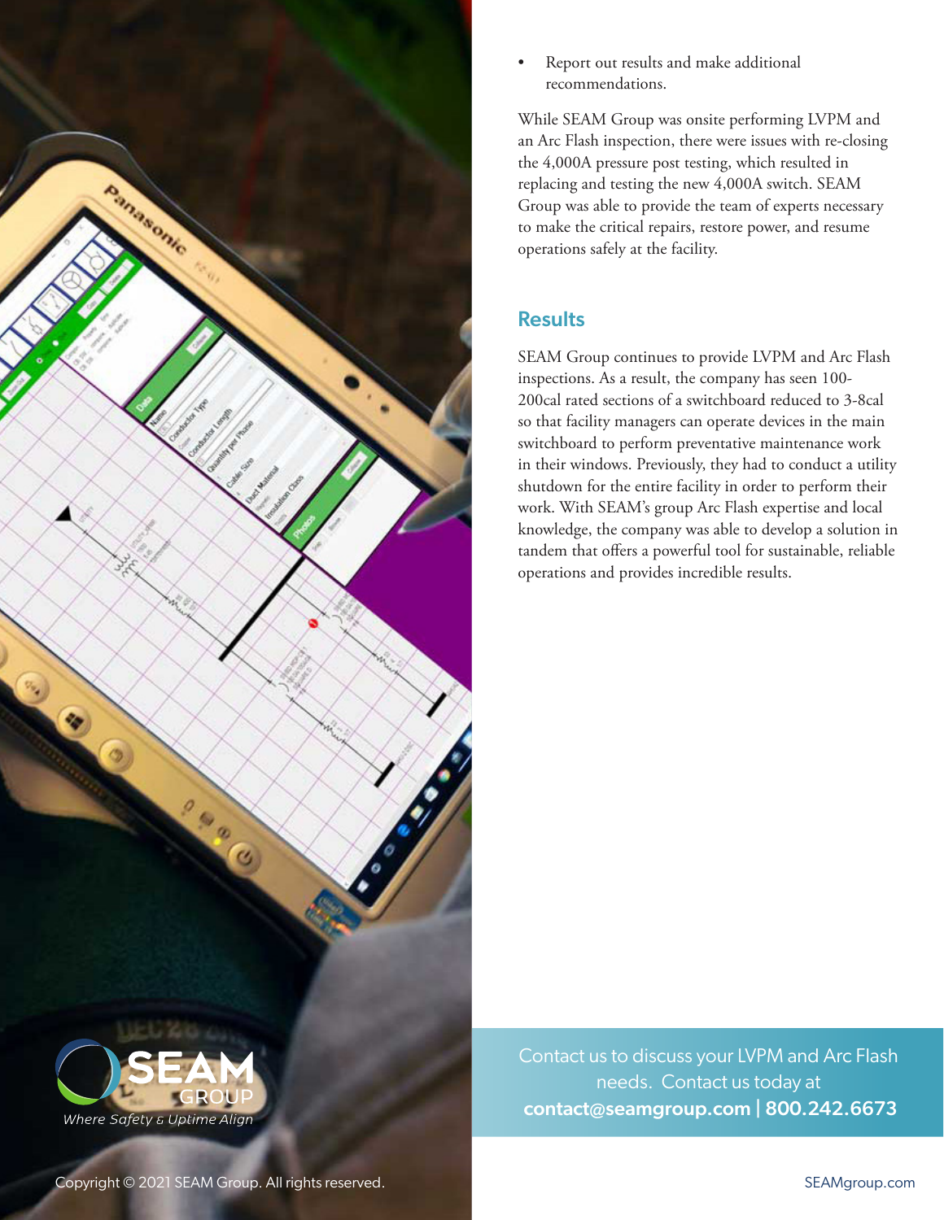- Report out results and make additional recommendations.

While SEAM Group was onsite performing LVPM and an Arc Flash inspection, there were issues with re-closing the 4,000A pressure post testing, which resulted in replacing and testing the new 4,000A switch. SEAM Group was able to provide the team of experts necessary to make the critical repairs, restore power, and resume operations safely at the facility.

## Results

SEAM Group continues to provide LVPM and Arc Flash inspections. As a result, the company has seen 100-200cal rated sections of a switchboard reduced to 3-8cal so that facility managers can operate devices in the main switchboard to perform preventative maintenance work in their windows. Previously, they had to conduct a utility shutdown for the entire facility in order to perform their work. With SEAM's group Arc Flash expertise and local knowledge, the company was able to develop a solution in tandem that offers a powerful tool for sustainable, reliable operations and provides incredible results.

SEAM GROUP
*Where Safety & Uptime Align*

Contact us to discuss your LVPM and Arc Flash needs. Contact us today at
**contact@seamgroup.com | 800.242.6673**

Copyright © 2021 SEAM Group. All rights reserved.

SEAMgroup.com